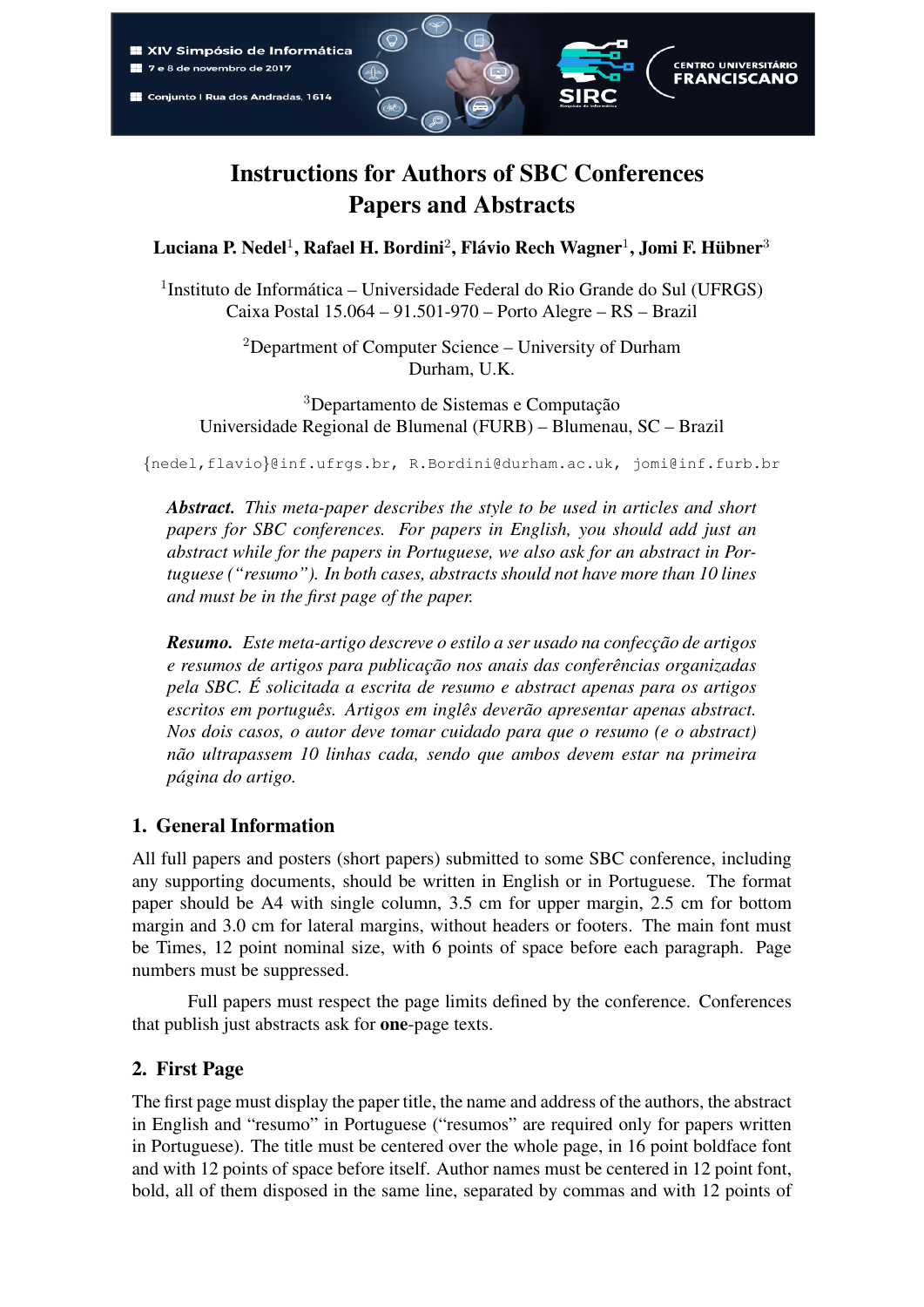# Instructions for Authors of SBC Conferences Papers and Abstracts

**Luciana P. Nedel[1], Rafael H. Bordini[2], Flávio Rech Wagner[1], Jomi F. Hübner[3]**

[1]Instituto de Informática – Universidade Federal do Rio Grande do Sul (UFRGS)
Caixa Postal 15.064 – 91.501-970 – Porto Alegre – RS – Brazil

[2]Department of Computer Science – University of Durham
Durham, U.K.

[3]Departamento de Sistemas e Computação
Universidade Regional de Blumenal (FURB) – Blumenau, SC – Brazil

{nedel,flavio}@inf.ufrgs.br, R.Bordini@durham.ac.uk, jomi@inf.furb.br

***Abstract.*** *This meta-paper describes the style to be used in articles and short papers for SBC conferences. For papers in English, you should add just an abstract while for the papers in Portuguese, we also ask for an abstract in Portuguese ("resumo"). In both cases, abstracts should not have more than 10 lines and must be in the first page of the paper.*

***Resumo.*** *Este meta-artigo descreve o estilo a ser usado na confecção de artigos e resumos de artigos para publicação nos anais das conferências organizadas pela SBC. É solicitada a escrita de resumo e abstract apenas para os artigos escritos em português. Artigos em inglês deverão apresentar apenas abstract. Nos dois casos, o autor deve tomar cuidado para que o resumo (e o abstract) não ultrapassem 10 linhas cada, sendo que ambos devem estar na primeira página do artigo.*

## 1. General Information

All full papers and posters (short papers) submitted to some SBC conference, including any supporting documents, should be written in English or in Portuguese. The format paper should be A4 with single column, 3.5 cm for upper margin, 2.5 cm for bottom margin and 3.0 cm for lateral margins, without headers or footers. The main font must be Times, 12 point nominal size, with 6 points of space before each paragraph. Page numbers must be suppressed.

Full papers must respect the page limits defined by the conference. Conferences that publish just abstracts ask for **one**-page texts.

## 2. First Page

The first page must display the paper title, the name and address of the authors, the abstract in English and "resumo" in Portuguese ("resumos" are required only for papers written in Portuguese). The title must be centered over the whole page, in 16 point boldface font and with 12 points of space before itself. Author names must be centered in 12 point font, bold, all of them disposed in the same line, separated by commas and with 12 points of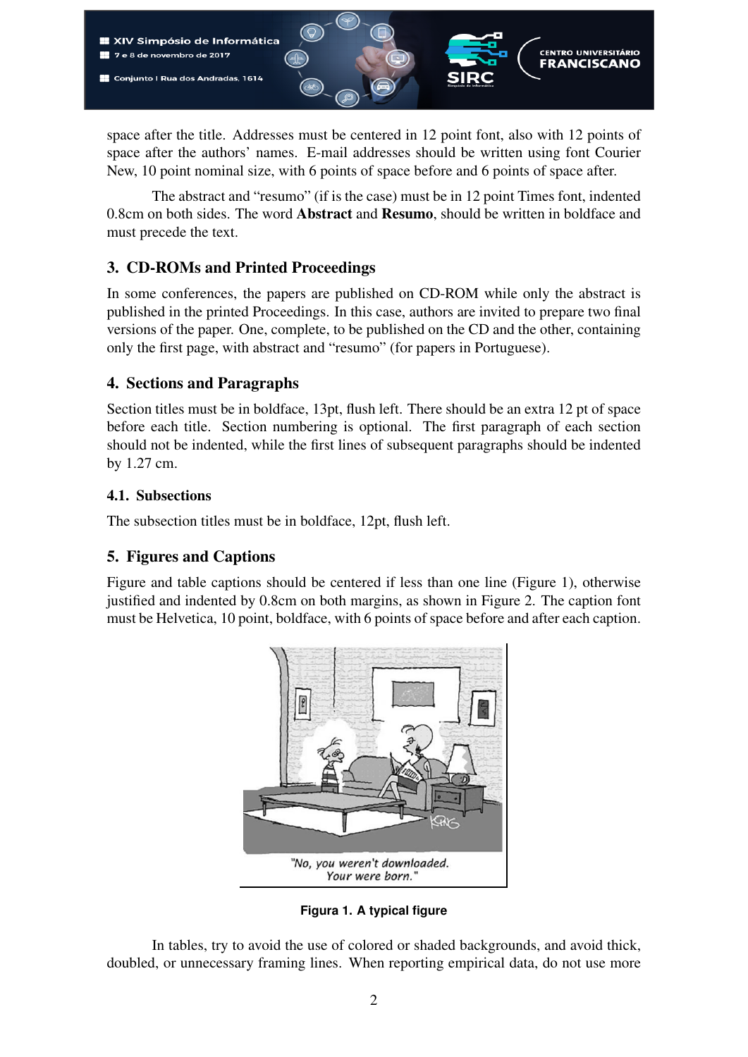space after the title. Addresses must be centered in 12 point font, also with 12 points of space after the authors' names. E-mail addresses should be written using font Courier New, 10 point nominal size, with 6 points of space before and 6 points of space after.

The abstract and "resumo" (if is the case) must be in 12 point Times font, indented 0.8cm on both sides. The word **Abstract** and **Resumo**, should be written in boldface and must precede the text.

## 3. CD-ROMs and Printed Proceedings

In some conferences, the papers are published on CD-ROM while only the abstract is published in the printed Proceedings. In this case, authors are invited to prepare two final versions of the paper. One, complete, to be published on the CD and the other, containing only the first page, with abstract and "resumo" (for papers in Portuguese).

## 4. Sections and Paragraphs

Section titles must be in boldface, 13pt, flush left. There should be an extra 12 pt of space before each title. Section numbering is optional. The first paragraph of each section should not be indented, while the first lines of subsequent paragraphs should be indented by 1.27 cm.

### 4.1. Subsections

The subsection titles must be in boldface, 12pt, flush left.

## 5. Figures and Captions

Figure and table captions should be centered if less than one line (Figure 1), otherwise justified and indented by 0.8cm on both margins, as shown in Figure 2. The caption font must be Helvetica, 10 point, boldface, with 6 points of space before and after each caption.

**Figura 1. A typical figure**

In tables, try to avoid the use of colored or shaded backgrounds, and avoid thick, doubled, or unnecessary framing lines. When reporting empirical data, do not use more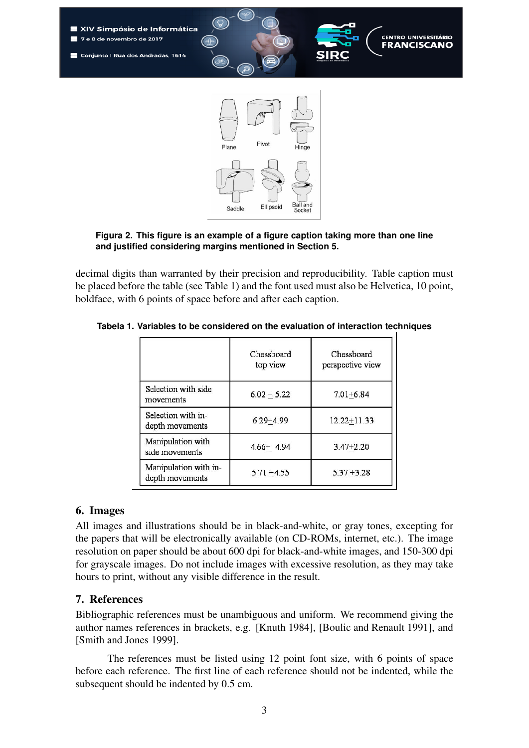Figura 2. This figure is an example of a figure caption taking more than one line and justified considering margins mentioned in Section 5.

decimal digits than warranted by their precision and reproducibility. Table caption must be placed before the table (see Table 1) and the font used must also be Helvetica, 10 point, boldface, with 6 points of space before and after each caption.

**Tabela 1. Variables to be considered on the evaluation of interaction techniques**

| | Chessboard top view | Chessboard perspective view |
|---|---|---|
| Selection with side movements | 6.02 ± 5.22 | 7.01±6.84 |
| Selection with in-depth movements | 6.29±4.99 | 12.22±11.33 |
| Manipulation with side movements | 4.66± 4.94 | 3.47±2.20 |
| Manipulation with in-depth movements | 5.71 ±4.55 | 5.37 ±3.28 |

## 6. Images

All images and illustrations should be in black-and-white, or gray tones, excepting for the papers that will be electronically available (on CD-ROMs, internet, etc.). The image resolution on paper should be about 600 dpi for black-and-white images, and 150-300 dpi for grayscale images. Do not include images with excessive resolution, as they may take hours to print, without any visible difference in the result.

## 7. References

Bibliographic references must be unambiguous and uniform. We recommend giving the author names references in brackets, e.g. [Knuth 1984], [Boulic and Renault 1991], and [Smith and Jones 1999].

The references must be listed using 12 point font size, with 6 points of space before each reference. The first line of each reference should not be indented, while the subsequent should be indented by 0.5 cm.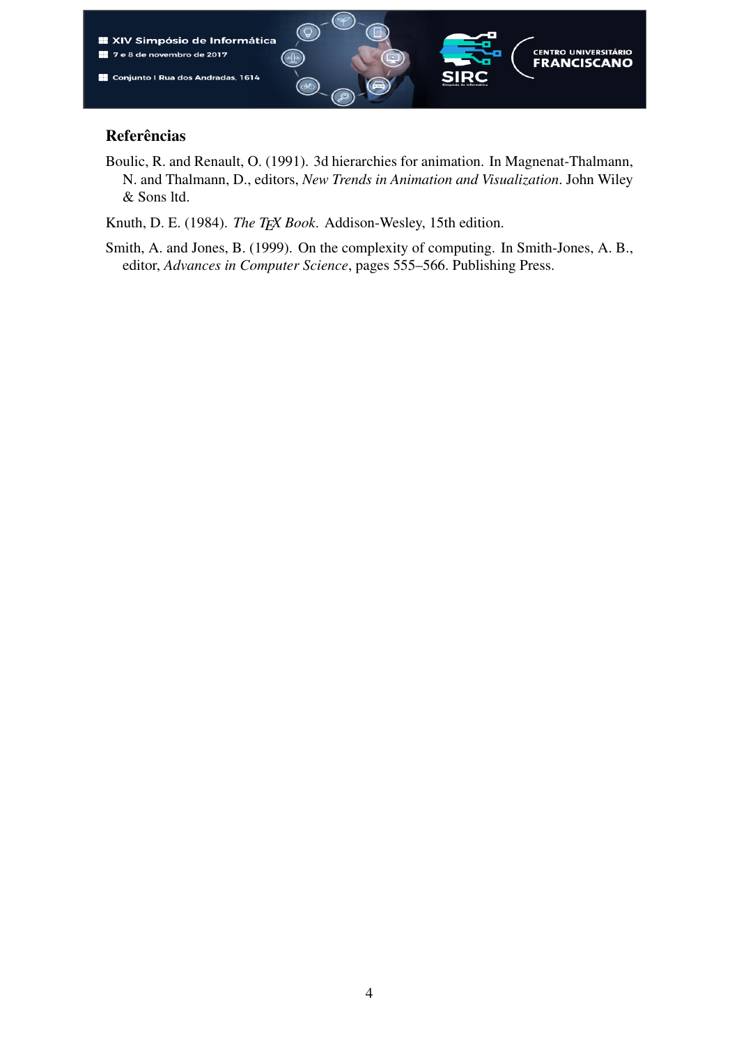## Referências

Boulic, R. and Renault, O. (1991). 3d hierarchies for animation. In Magnenat-Thalmann, N. and Thalmann, D., editors, *New Trends in Animation and Visualization*. John Wiley & Sons ltd.

Knuth, D. E. (1984). *The TEX Book*. Addison-Wesley, 15th edition.

Smith, A. and Jones, B. (1999). On the complexity of computing. In Smith-Jones, A. B., editor, *Advances in Computer Science*, pages 555–566. Publishing Press.